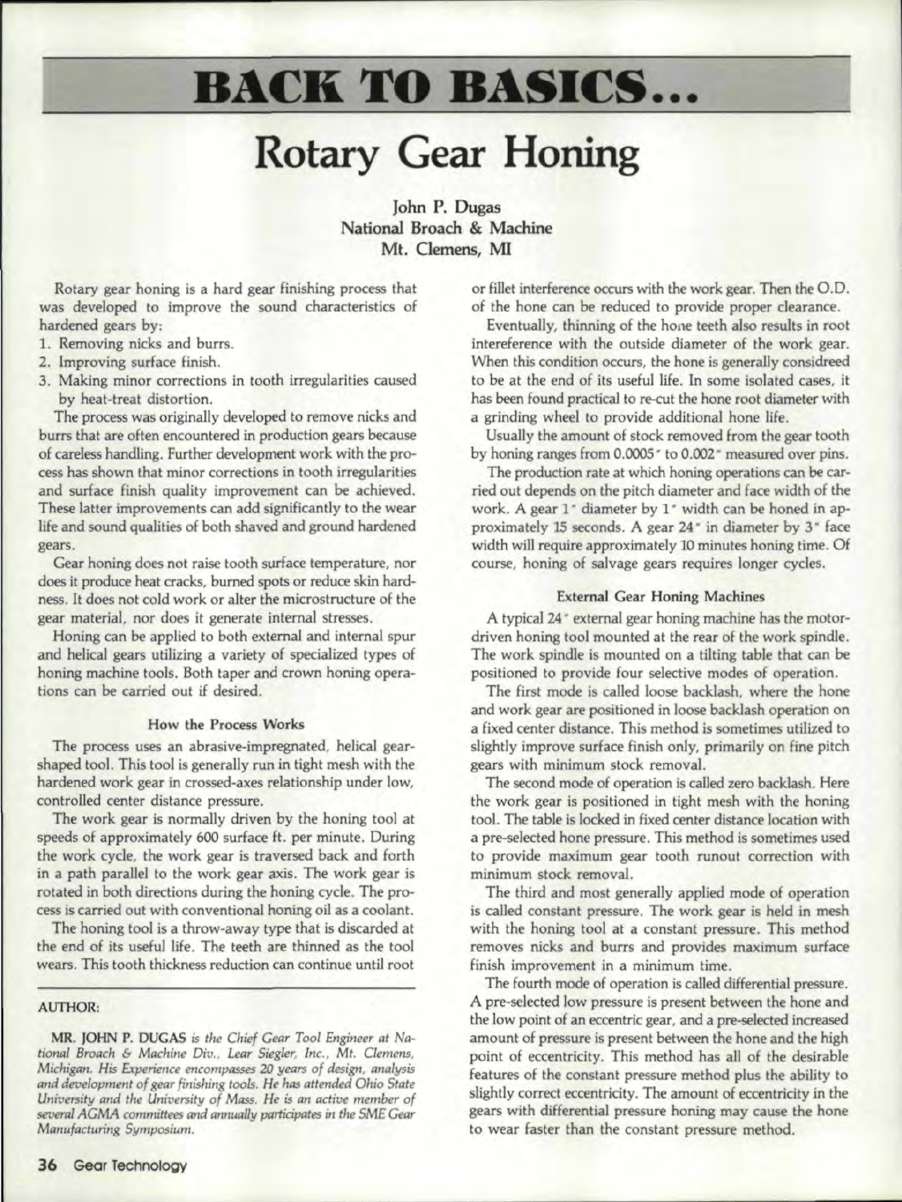# BACK TO BASICS...

# Rotary Gear Honing

**John P. Dugas**
**National Broach & Machine**
**Mt. Clemens, MI**

Rotary gear honing is a hard gear finishing process that was developed to improve the sound characteristics of hardened gears by:

1. Removing nicks and burrs.
2. Improving surface finish.
3. Making minor corrections in tooth irregularities caused by heat-treat distortion.

The process was originally developed to remove nicks and burrs that are often encountered in production gears because of careless handling. Further development work with the process has shown that minor corrections in tooth irregularities and surface finish quality improvement can be achieved. These latter improvements can add significantly to the wear life and sound qualities of both shaved and ground hardened gears.

Gear honing does not raise tooth surface temperature, nor does it produce heat cracks, burned spots or reduce skin hardness. It does not cold work or alter the microstructure of the gear material, nor does it generate internal stresses.

Honing can be applied to both external and internal spur and helical gears utilizing a variety of specialized types of honing machine tools. Both taper and crown honing operations can be carried out if desired.

### How the Process Works

The process uses an abrasive-impregnated, helical gear-shaped tool. This tool is generally run in tight mesh with the hardened work gear in crossed-axes relationship under low, controlled center distance pressure.

The work gear is normally driven by the honing tool at speeds of approximately 600 surface ft. per minute. During the work cycle, the work gear is traversed back and forth in a path parallel to the work gear axis. The work gear is rotated in both directions during the honing cycle. The process is carried out with conventional honing oil as a coolant.

The honing tool is a throw-away type that is discarded at the end of its useful life. The teeth are thinned as the tool wears. This tooth thickness reduction can continue until root or fillet interference occurs with the work gear. Then the O.D. of the hone can be reduced to provide proper clearance.

Eventually, thinning of the hone teeth also results in root intereference with the outside diameter of the work gear. When this condition occurs, the hone is generally considreed to be at the end of its useful life. In some isolated cases, it has been found practical to re-cut the hone root diameter with a grinding wheel to provide additional hone life.

Usually the amount of stock removed from the gear tooth by honing ranges from 0.0005" to 0.002" measured over pins.

The production rate at which honing operations can be carried out depends on the pitch diameter and face width of the work. A gear 1" diameter by 1" width can be honed in approximately 15 seconds. A gear 24" in diameter by 3" face width will require approximately 10 minutes honing time. Of course, honing of salvage gears requires longer cycles.

### External Gear Honing Machines

A typical 24" external gear honing machine has the motor-driven honing tool mounted at the rear of the work spindle. The work spindle is mounted on a tilting table that can be positioned to provide four selective modes of operation.

The first mode is called loose backlash, where the hone and work gear are positioned in loose backlash operation on a fixed center distance. This method is sometimes utilized to slightly improve surface finish only, primarily on fine pitch gears with minimum stock removal.

The second mode of operation is called zero backlash. Here the work gear is positioned in tight mesh with the honing tool. The table is locked in fixed center distance location with a pre-selected hone pressure. This method is sometimes used to provide maximum gear tooth runout correction with minimum stock removal.

The third and most generally applied mode of operation is called constant pressure. The work gear is held in mesh with the honing tool at a constant pressure. This method removes nicks and burrs and provides maximum surface finish improvement in a minimum time.

The fourth mode of operation is called differential pressure. A pre-selected low pressure is present between the hone and the low point of an eccentric gear, and a pre-selected increased amount of pressure is present between the hone and the high point of eccentricity. This method has all of the desirable features of the constant pressure method plus the ability to slightly correct eccentricity. The amount of eccentricity in the gears with differential pressure honing may cause the hone to wear faster than the constant pressure method.

---

**AUTHOR:**

**MR. JOHN P. DUGAS** *is the Chief Gear Tool Engineer at National Broach & Machine Div., Lear Siegler, Inc., Mt. Clemens, Michigan. His Experience encompasses 20 years of design, analysis and development of gear finishing tools. He has attended Ohio State University and the University of Mass. He is an active member of several AGMA committees and annually participates in the SME Gear Manufacturing Symposium.*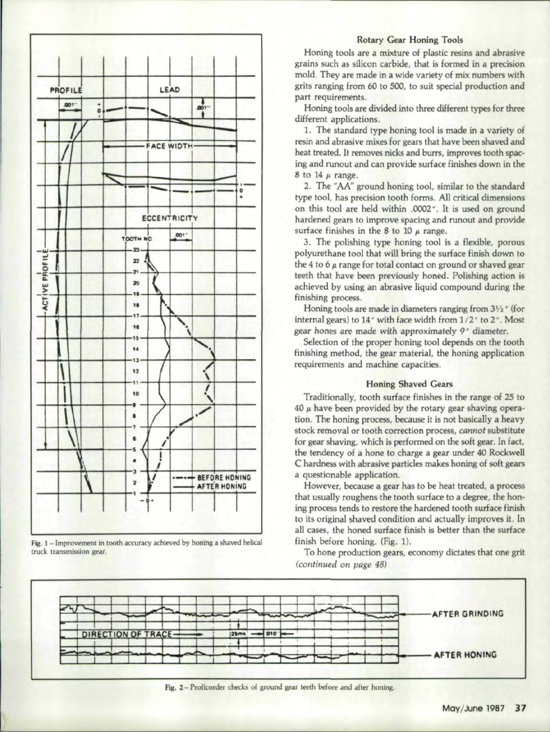Fig. 1—Improvement in tooth accuracy achieved by honing a shaved helical truck transmission gear.

### Rotary Gear Honing Tools

Honing tools are a mixture of plastic resins and abrasive grains such as silicon carbide, that is formed in a precision mold. They are made in a wide variety of mix numbers with grits ranging from 60 to 500, to suit special production and part requirements.

Honing tools are divided into three different types for three different applications.

1. The standard type honing tool is made in a variety of resin and abrasive mixes for gears that have been shaved and heat treated. It removes nicks and burrs, improves tooth spacing and runout and can provide surface finishes down in the 8 to 14 $\mu$ range.

2. The "AA" ground honing tool, similar to the standard type tool, has precision tooth forms. All critical dimensions on this tool are held within .0002". It is used on ground hardened gears to improve spacing and runout and provide surface finishes in the 8 to 10 $\mu$ range.

3. The polishing type honing tool is a flexible, porous polyurethane tool that will bring the surface finish down to the 4 to 6 $\mu$ range for total contact on ground or shaved gear teeth that have been previously honed. Polishing action is achieved by using an abrasive liquid compound during the finishing process.

Honing tools are made in diameters ranging from 3½" (for internal gears) to 14" with face width from 1/2" to 2". Most gear hones are made with approximately 9" diameter.

Selection of the proper honing tool depends on the tooth finishing method, the gear material, the honing application requirements and machine capacities.

### Honing Shaved Gears

Traditionally, tooth surface finishes in the range of 25 to 40 $\mu$ have been provided by the rotary gear shaving operation. The honing process, because it is not basically a heavy stock removal or tooth correction process, *cannot* substitute for gear shaving, which is performed on the soft gear. In fact, the tendency of a hone to charge a gear under 40 Rockwell C hardness with abrasive particles makes honing of soft gears a questionable application.

However, because a gear has to be heat treated, a process that usually roughens the tooth surface to a degree, the honing process tends to restore the hardened tooth surface finish to its original shaved condition and actually improves it. In all cases, the honed surface finish is better than the surface finish before honing. (Fig. 1).

To hone production gears, economy dictates that one grit *(continued on page 48)*

Fig. 2—Proficorder checks of ground gear teeth before and after honing.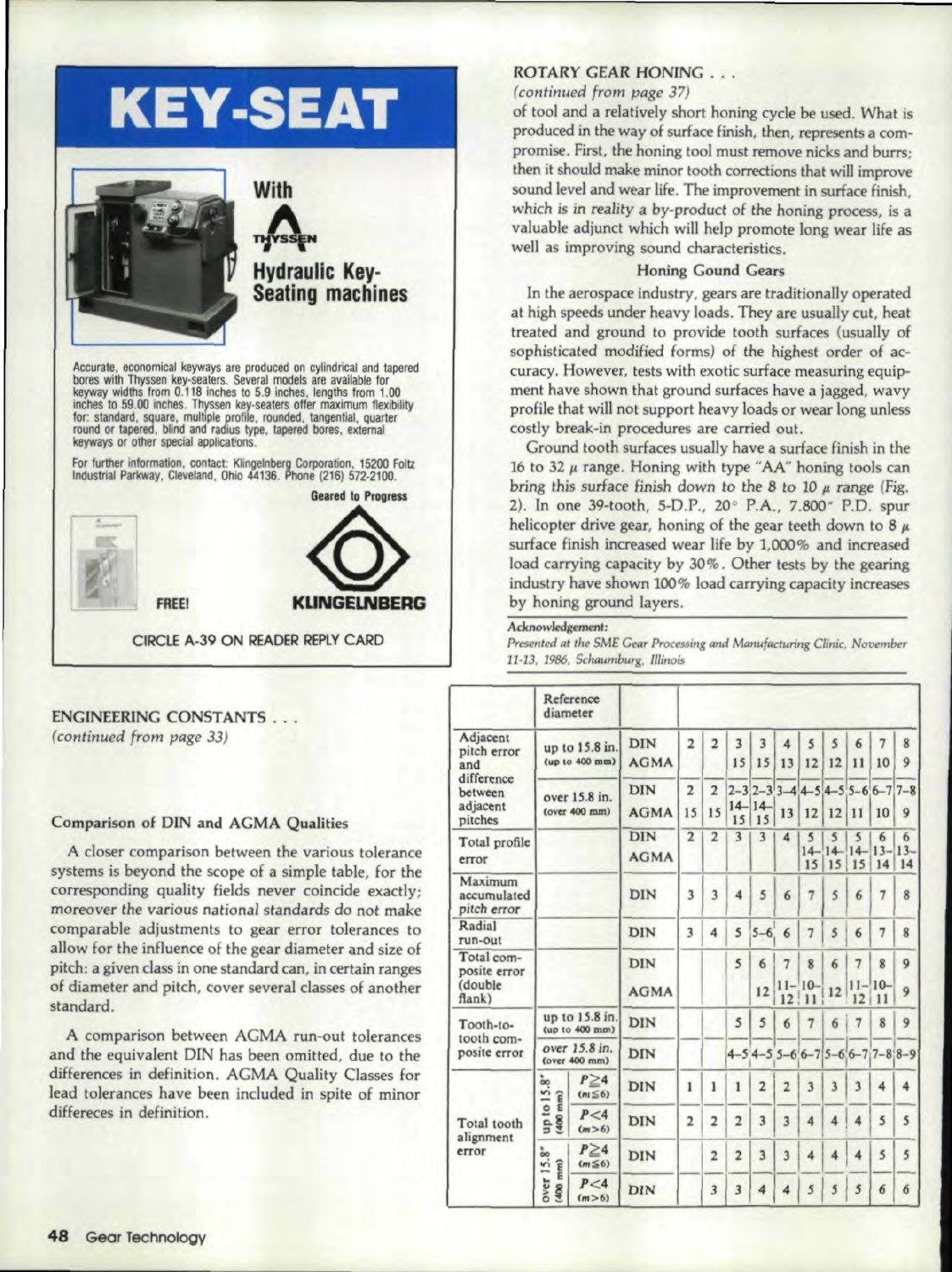# KEY-SEAT

## With THYSSEN Hydraulic Key-Seating machines

Accurate, economical keyways are produced on cylindrical and tapered bores with Thyssen key-seaters. Several models are available for keyway widths from 0.118 inches to 5.9 inches, lengths from 1.00 inches to 59.00 inches. Thyssen key-seaters offer maximum flexibility for: standard, square, multiple profile, rounded, tangential, quarter round or tapered, blind and radius type, tapered bores, external keyways or other special applications.

For further information, contact: Klingelnberg Corporation, 15200 Foltz Industrial Parkway, Cleveland, Ohio 44136. Phone (216) 572-2100.

Geared to Progress

FREE!

KLINGELNBERG

CIRCLE A-39 ON READER REPLY CARD

## ROTARY GEAR HONING . . .

*(continued from page 37)*

of tool and a relatively short honing cycle be used. What is produced in the way of surface finish, then, represents a compromise. First, the honing tool must remove nicks and burrs; then it should make minor tooth corrections that will improve sound level and wear life. The improvement in surface finish, which is in reality a by-product of the honing process, is a valuable adjunct which will help promote long wear life as well as improving sound characteristics.

### Honing Gound Gears

In the aerospace industry, gears are traditionally operated at high speeds under heavy loads. They are usually cut, heat treated and ground to provide tooth surfaces (usually of sophisticated modified forms) of the highest order of accuracy. However, tests with exotic surface measuring equipment have shown that ground surfaces have a jagged, wavy profile that will not support heavy loads or wear long unless costly break-in procedures are carried out.

Ground tooth surfaces usually have a surface finish in the 16 to 32 $\mu$ range. Honing with type "AA" honing tools can bring this surface finish down to the 8 to 10 $\mu$ range (Fig. 2). In one 39-tooth, 5-D.P., 20° P.A., 7.800" P.D. spur helicopter drive gear, honing of the gear teeth down to 8 $\mu$ surface finish increased wear life by 1,000% and increased load carrying capacity by 30%. Other tests by the gearing industry have shown 100% load carrying capacity increases by honing ground layers.

**Acknowledgement:**
*Presented at the SME Gear Processing and Manufacturing Clinic, November 11-13, 1986, Schaumburg, Illinois*

## ENGINEERING CONSTANTS . . .

*(continued from page 33)*

### Comparison of DIN and AGMA Qualities

A closer comparison between the various tolerance systems is beyond the scope of a simple table, for the corresponding quality fields never coincide exactly; moreover the various national standards do not make comparable adjustments to gear error tolerances to allow for the influence of the gear diameter and size of pitch: a given class in one standard can, in certain ranges of diameter and pitch, cover several classes of another standard.

A comparison between AGMA run-out tolerances and the equivalent DIN has been omitted, due to the differences in definition. AGMA Quality Classes for lead tolerances have been included in spite of minor differeces in definition.

| | Reference diameter | | | | | | | | | | | | |
|---|---|---|---|---|---|---|---|---|---|---|---|---|---|
| Adjacent pitch error and difference between adjacent pitches | up to 15.8 in. (up to 400 mm) | | DIN | 2 | 2 | 3 | 3 | 4 | 5 | 5 | 6 | 7 | 8 |
| | | | AGMA | | | 15 | 15 | 13 | 12 | 12 | 11 | 10 | 9 |
| | over 15.8 in. (over 400 mm) | | DIN | 2 | 2 | 2–3 | 2–3 | 3–4 | 4–5 | 4–5 | 5–6 | 6–7 | 7–8 |
| | | | AGMA | 15 | 15 | 14–15 | 14–15 | 13 | 12 | 12 | 11 | 10 | 9 |
| Total profile error | | | DIN | 2 | 2 | 3 | 3 | 4 | 5 | 5 | 5 | 6 | 6 |
| | | | AGMA | | | | | | 14–15 | 14–15 | 14–15 | 13–14 | 13–14 |
| Maximum accumulated pitch error | | | DIN | 3 | 3 | 4 | 5 | 6 | 7 | 5 | 6 | 7 | 8 |
| Radial run-out | | | DIN | 3 | 4 | 5 | 5–6 | 6 | 7 | 5 | 6 | 7 | 8 |
| Total composite error (double flank) | | | DIN | | | 5 | 6 | 7 | 8 | 6 | 7 | 8 | 9 |
| | | | AGMA | | | | 12 | 11–12 | 10–11 | 12 | 11–12 | 10–11 | 9 |
| Tooth-to-tooth composite error | up to 15.8 in. (up to 400 mm) | | DIN | | | 5 | 5 | 6 | 7 | 6 | 7 | 8 | 9 |
| | over 15.8 in. (over 400 mm) | | DIN | | | 4–5 | 4–5 | 5–6 | 6–7 | 5–6 | 6–7 | 7–8 | 8–9 |
| Total tooth alignment error | up to 15.8" (400 mm) | $P \geq 4$ ($m \leq 6$) | DIN | 1 | 1 | 1 | 2 | 2 | 3 | 3 | 3 | 4 | 4 |
| | | $P < 4$ ($m > 6$) | DIN | 2 | 2 | 2 | 3 | 3 | 4 | 4 | 4 | 5 | 5 |
| | over 15.8" (400 mm) | $P \geq 4$ ($m \leq 6$) | DIN | | 2 | 2 | 3 | 3 | 4 | 4 | 4 | 5 | 5 |
| | | $P < 4$ ($m > 6$) | DIN | | 3 | 3 | 4 | 4 | 5 | 5 | 5 | 6 | 6 |